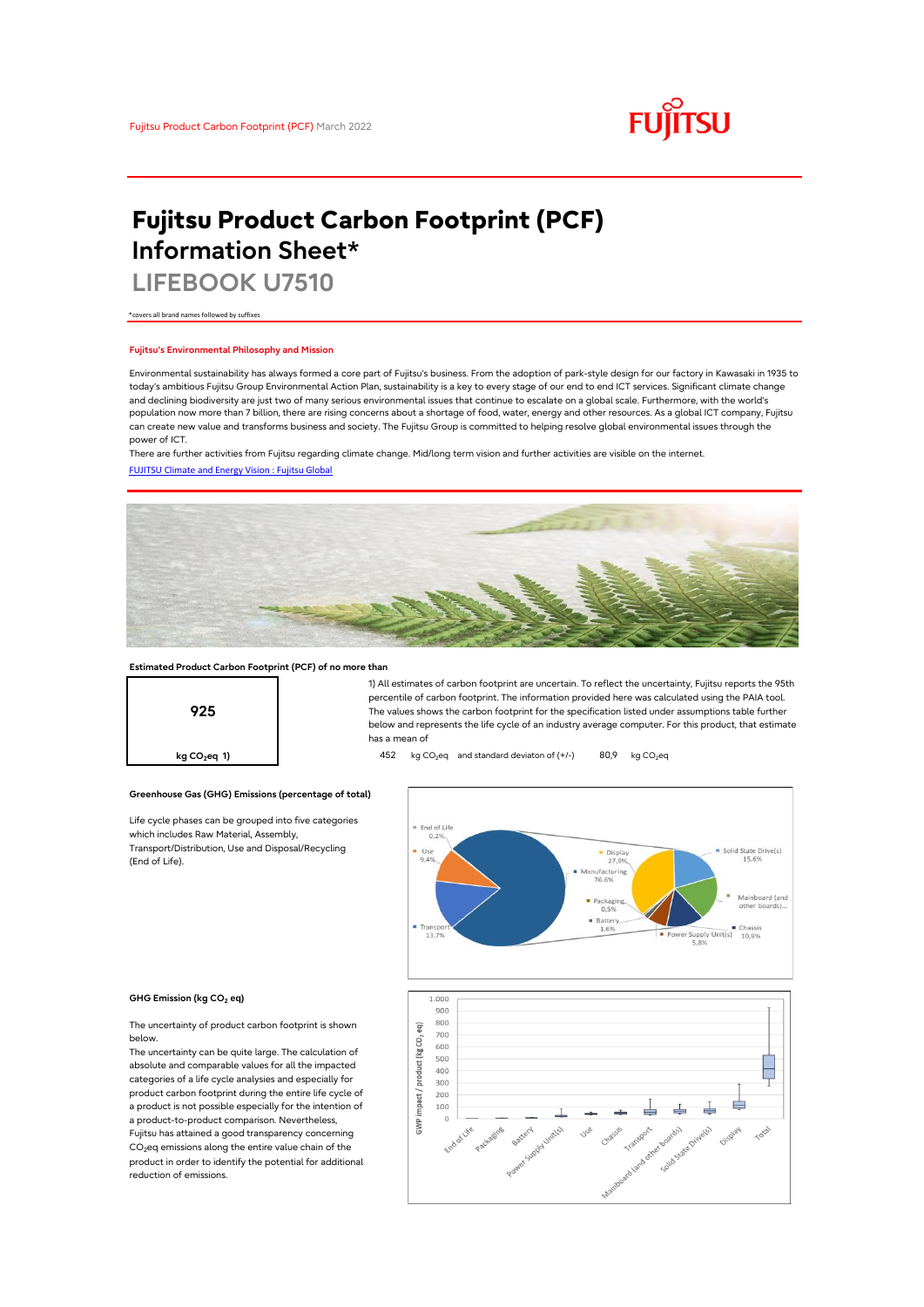Fujitsu Product Carbon Footprint (PCF) March 2022

# Fujitsu Product Carbon Footprint (PCF) Information Sheet*

## LIFEBOOK U7510

*covers all brand names followed by suffixes

### Fujitsu's Environmental Philosophy and Mission

Environmental sustainability has always formed a core part of Fujitsu's business. From the adoption of park-style design for our factory in Kawasaki in 1935 to today's ambitious Fujitsu Group Environmental Action Plan, sustainability is a key to every stage of our end to end ICT services. Significant climate change and declining biodiversity are just two of many serious environmental issues that continue to escalate on a global scale. Furthermore, with the world's population now more than 7 billion, there are rising concerns about a shortage of food, water, energy and other resources. As a global ICT company, Fujitsu can create new value and transforms business and society. The Fujitsu Group is committed to helping resolve global environmental issues through the power of ICT.

There are further activities from Fujitsu regarding climate change. Mid/long term vision and further activities are visible on the internet.

[FUJITSU Climate and Energy Vision : Fujitsu Global]

### Estimated Product Carbon Footprint (PCF) of no more than

**925**

kg $CO_2$eq 1)

1) All estimates of carbon footprint are uncertain. To reflect the uncertainty, Fujitsu reports the 95th percentile of carbon footprint. The information provided here was calculated using the PAIA tool. The values shows the carbon footprint for the specification listed under assumptions table further below and represents the life cycle of an industry average computer. For this product, that estimate has a mean of

452 kg $CO_2$eq and standard deviaton of (+/-) 80,9 kg $CO_2$eq

### Greenhouse Gas (GHG) Emissions (percentage of total)

Life cycle phases can be grouped into five categories which includes Raw Material, Assembly, Transport/Distribution, Use and Disposal/Recycling (End of Life).

End of Life 0,2%; Use 9,4%; Transport 13,7%; Manufacturing 76,6%

Display 27,9%; Solid State Drive(s) 15,6%; Mainboard (and other boards)...; Chassis 10,9%; Power Supply Unit(s) 5,8%; Battery 1,6%; Packaging 0,5%

### GHG Emission (kg $CO_2$ eq)

The uncertainty of product carbon footprint is shown below.

The uncertainty can be quite large. The calculation of absolute and comparable values for all the impacted categories of a life cycle analysis and especially for product carbon footprint during the entire life cycle of a product is not possible especially for the intention of a product-to-product comparison. Nevertheless, Fujitsu has attained a good transparency concerning $CO_2$eq emissions along the entire value chain of the product in order to identify the potential for additional reduction of emissions.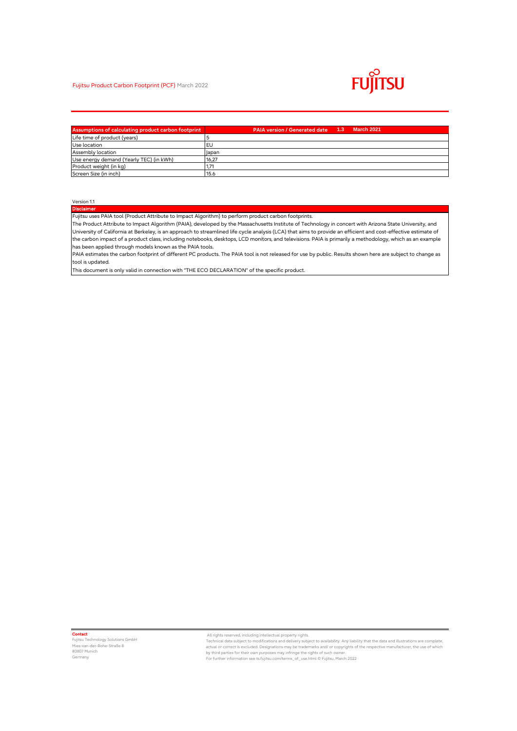Fujitsu Product Carbon Footprint (PCF) March 2022

| Assumptions of calculating product carbon footprint | PAIA version / Generated date 1.3 March 2021 |
|---|---|
| Life time of product (years) | 5 |
| Use location | EU |
| Assembly location | Japan |
| Use energy demand (Yearly TEC) (in kWh) | 16,27 |
| Product weight (in kg) | 1,71 |
| Screen Size (in inch) | 15.6 |

Version 1.1

**Disclaimer**

Fujitsu uses PAIA tool (Product Attribute to Impact Algorithm) to perform product carbon footprints.

The Product Attribute to Impact Algorithm (PAIA), developed by the Massachusetts Institute of Technology in concert with Arizona State University, and University of California at Berkeley, is an approach to streamlined life cycle analysis (LCA) that aims to provide an efficient and cost-effective estimate of the carbon impact of a product class, including notebooks, desktops, LCD monitors, and televisions. PAIA is primarily a methodology, which as an example has been applied through models known as the PAIA tools.

PAIA estimates the carbon footprint of different PC products. The PAIA tool is not released for use by public. Results shown here are subject to change as tool is updated.

This document is only valid in connection with "THE ECO DECLARATION" of the specific product.

**Contact**
Fujitsu Technology Solutions GmbH
Mies-van-der-Rohe-Straße 8
80807 Munich
Germany

All rights reserved, including intellectual property rights.
Technical data subject to modifications and delivery subject to availability. Any liability that the data and illustrations are complete, actual or correct is excluded. Designations may be trademarks and/ or copyrights of the respective manufacturer, the use of which by third parties for their own purposes may infringe the rights of such owner.
For further information see ts.fujitsu.com/terms_of_use.html © Fujitsu, March 2022